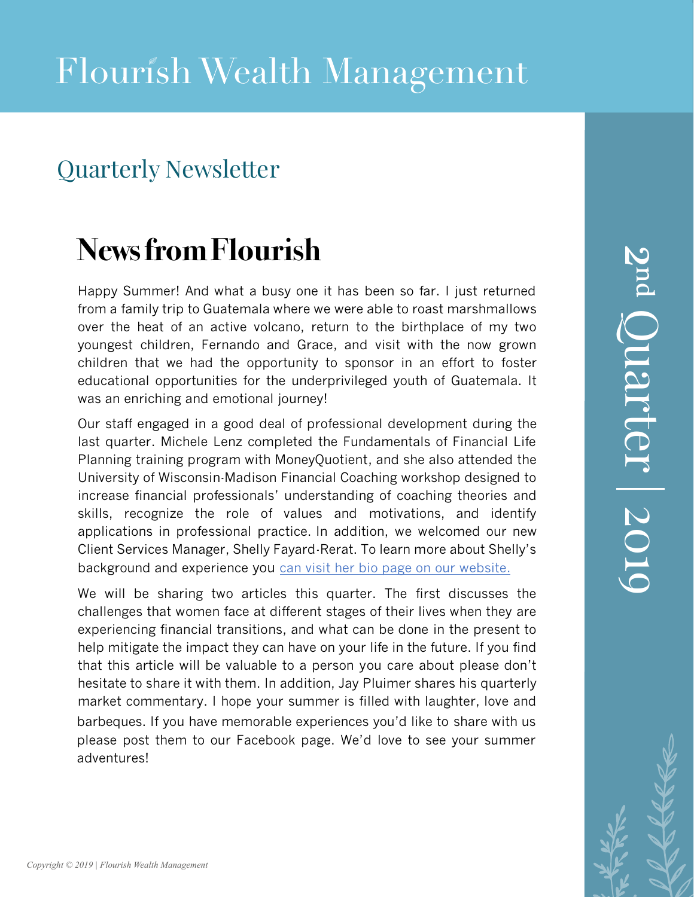# Flourish Wealth Management

## Quarterly Newsletter

2nd Quarter | 2019

## News from Flourish

Happy Summer! And what a busy one it has been so far. I just returned from a family trip to Guatemala where we were able to roast marshmallows over the heat of an active volcano, return to the birthplace of my two youngest children, Fernando and Grace, and visit with the now grown children that we had the opportunity to sponsor in an effort to foster educational opportunities for the underprivileged youth of Guatemala. It was an enriching and emotional journey!

Our staff engaged in a good deal of professional development during the last quarter. Michele Lenz completed the Fundamentals of Financial Life Planning training program with MoneyQuotient, and she also attended the University of Wisconsin-Madison Financial Coaching workshop designed to increase financial professionals' understanding of coaching theories and skills, recognize the role of values and motivations, and identify applications in professional practice. In addition, we welcomed our new Client Services Manager, Shelly Fayard-Rerat. To learn more about Shelly's background and experience you can visit her bio page on our website.

We will be sharing two articles this quarter. The first discusses the challenges that women face at different stages of their lives when they are experiencing financial transitions, and what can be done in the present to help mitigate the impact they can have on your life in the future. If you find that this article will be valuable to a person you care about please don't hesitate to share it with them. In addition, Jay Pluimer shares his quarterly market commentary. I hope your summer is filled with laughter, love and barbeques. If you have memorable experiences you'd like to share with us please post them to our Facebook page. We'd love to see your summer adventures!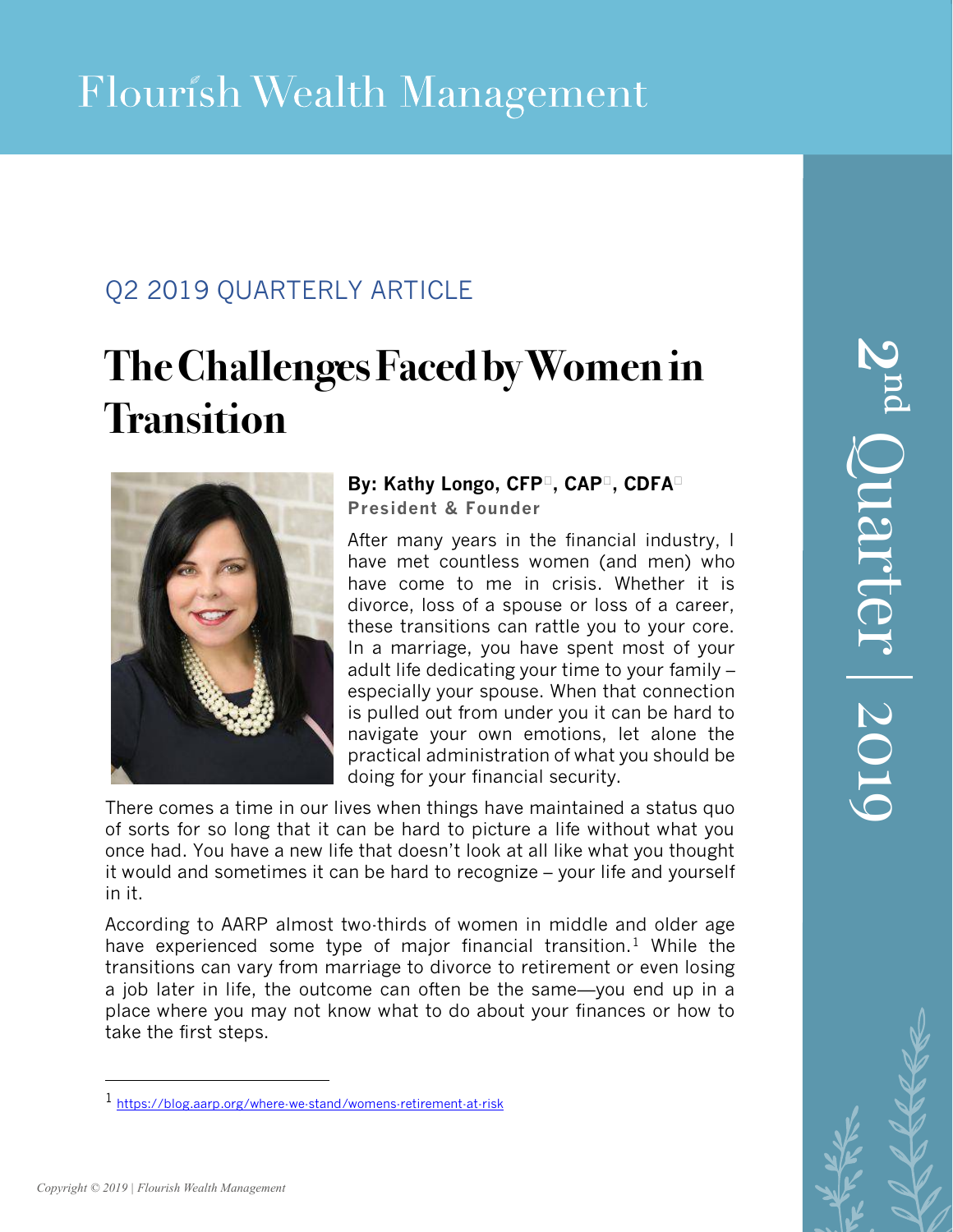# Flourish Wealth Management

Q2 2019 QUARTERLY ARTICLE

## The Challenges Faced by Women in Transition

**By: Kathy Longo, CFP, CAP, CDFA**
**President & Founder**

After many years in the financial industry, I have met countless women (and men) who have come to me in crisis. Whether it is divorce, loss of a spouse or loss of a career, these transitions can rattle you to your core. In a marriage, you have spent most of your adult life dedicating your time to your family – especially your spouse. When that connection is pulled out from under you it can be hard to navigate your own emotions, let alone the practical administration of what you should be doing for your financial security.

There comes a time in our lives when things have maintained a status quo of sorts for so long that it can be hard to picture a life without what you once had. You have a new life that doesn't look at all like what you thought it would and sometimes it can be hard to recognize – your life and yourself in it.

According to AARP almost two-thirds of women in middle and older age have experienced some type of major financial transition.[1] While the transitions can vary from marriage to divorce to retirement or even losing a job later in life, the outcome can often be the same—you end up in a place where you may not know what to do about your finances or how to take the first steps.

2nd Quarter | 2019

---

[1] https://blog.aarp.org/where-we-stand/womens-retirement-at-risk

*Copyright © 2019 | Flourish Wealth Management*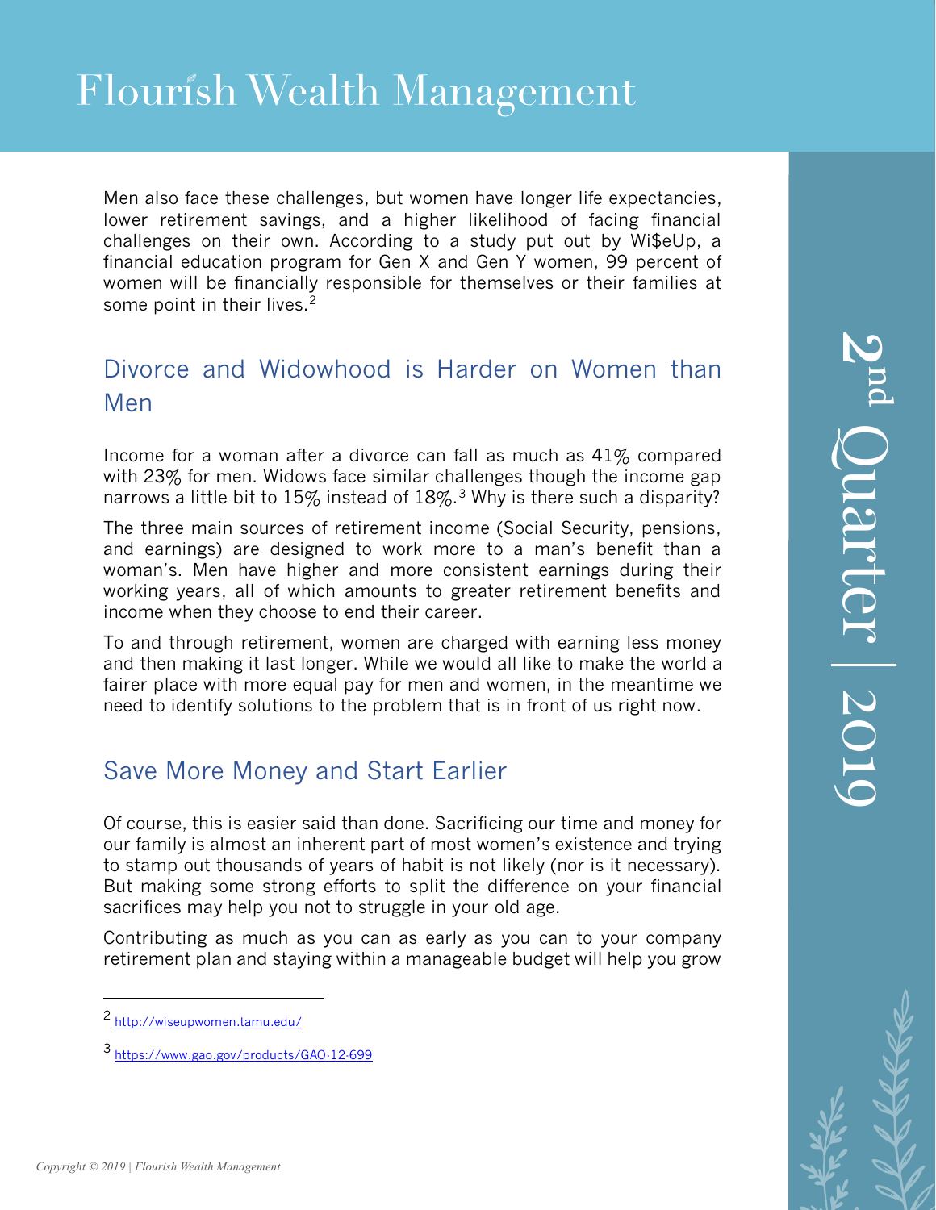Men also face these challenges, but women have longer life expectancies, lower retirement savings, and a higher likelihood of facing financial challenges on their own. According to a study put out by Wi$eUp, a financial education program for Gen X and Gen Y women, 99 percent of women will be financially responsible for themselves or their families at some point in their lives.[2]

## Divorce and Widowhood is Harder on Women than Men

Income for a woman after a divorce can fall as much as 41% compared with 23% for men. Widows face similar challenges though the income gap narrows a little bit to 15% instead of 18%.[3] Why is there such a disparity?

The three main sources of retirement income (Social Security, pensions, and earnings) are designed to work more to a man's benefit than a woman's. Men have higher and more consistent earnings during their working years, all of which amounts to greater retirement benefits and income when they choose to end their career.

To and through retirement, women are charged with earning less money and then making it last longer. While we would all like to make the world a fairer place with more equal pay for men and women, in the meantime we need to identify solutions to the problem that is in front of us right now.

## Save More Money and Start Earlier

Of course, this is easier said than done. Sacrificing our time and money for our family is almost an inherent part of most women's existence and trying to stamp out thousands of years of habit is not likely (nor is it necessary). But making some strong efforts to split the difference on your financial sacrifices may help you not to struggle in your old age.

Contributing as much as you can as early as you can to your company retirement plan and staying within a manageable budget will help you grow

---

[2] http://wiseupwomen.tamu.edu/

[3] https://www.gao.gov/products/GAO-12-699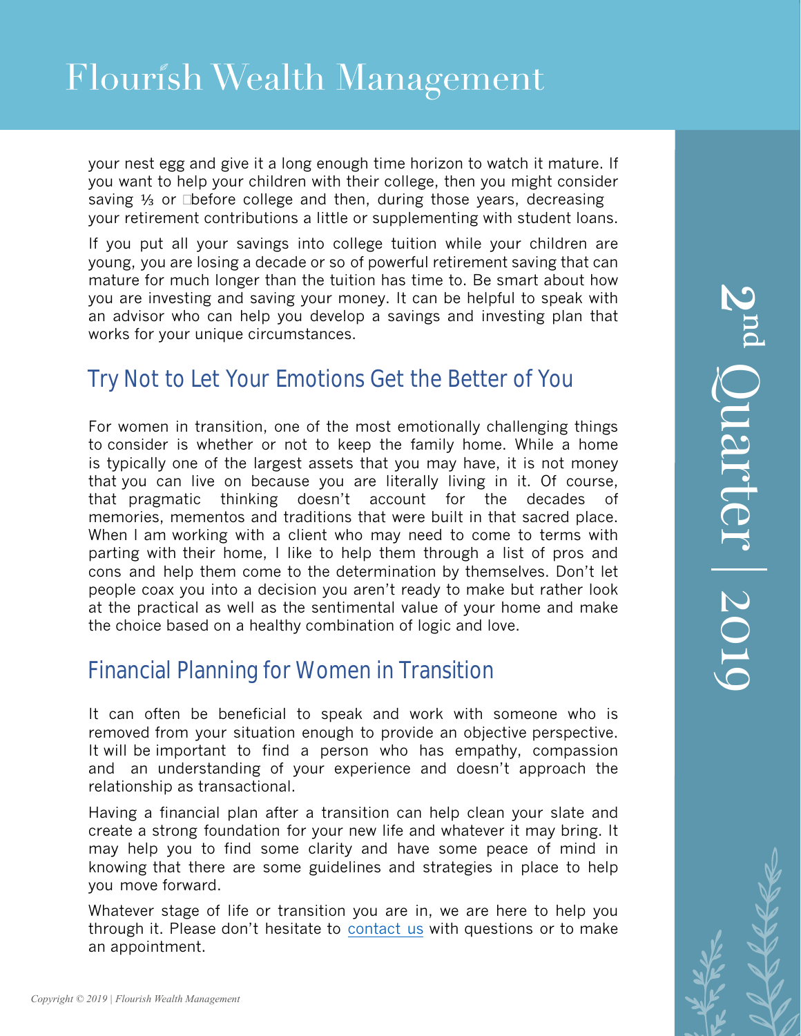your nest egg and give it a long enough time horizon to watch it mature. If you want to help your children with their college, then you might consider saving ⅓ or before college and then, during those years, decreasing your retirement contributions a little or supplementing with student loans.

If you put all your savings into college tuition while your children are young, you are losing a decade or so of powerful retirement saving that can mature for much longer than the tuition has time to. Be smart about how you are investing and saving your money. It can be helpful to speak with an advisor who can help you develop a savings and investing plan that works for your unique circumstances.

## Try Not to Let Your Emotions Get the Better of You

For women in transition, one of the most emotionally challenging things to consider is whether or not to keep the family home. While a home is typically one of the largest assets that you may have, it is not money that you can live on because you are literally living in it. Of course, that pragmatic thinking doesn't account for the decades of memories, mementos and traditions that were built in that sacred place. When I am working with a client who may need to come to terms with parting with their home, I like to help them through a list of pros and cons and help them come to the determination by themselves. Don't let people coax you into a decision you aren't ready to make but rather look at the practical as well as the sentimental value of your home and make the choice based on a healthy combination of logic and love.

## Financial Planning for Women in Transition

It can often be beneficial to speak and work with someone who is removed from your situation enough to provide an objective perspective. It will be important to find a person who has empathy, compassion and an understanding of your experience and doesn't approach the relationship as transactional.

Having a financial plan after a transition can help clean your slate and create a strong foundation for your new life and whatever it may bring. It may help you to find some clarity and have some peace of mind in knowing that there are some guidelines and strategies in place to help you move forward.

Whatever stage of life or transition you are in, we are here to help you through it. Please don't hesitate to contact us with questions or to make an appointment.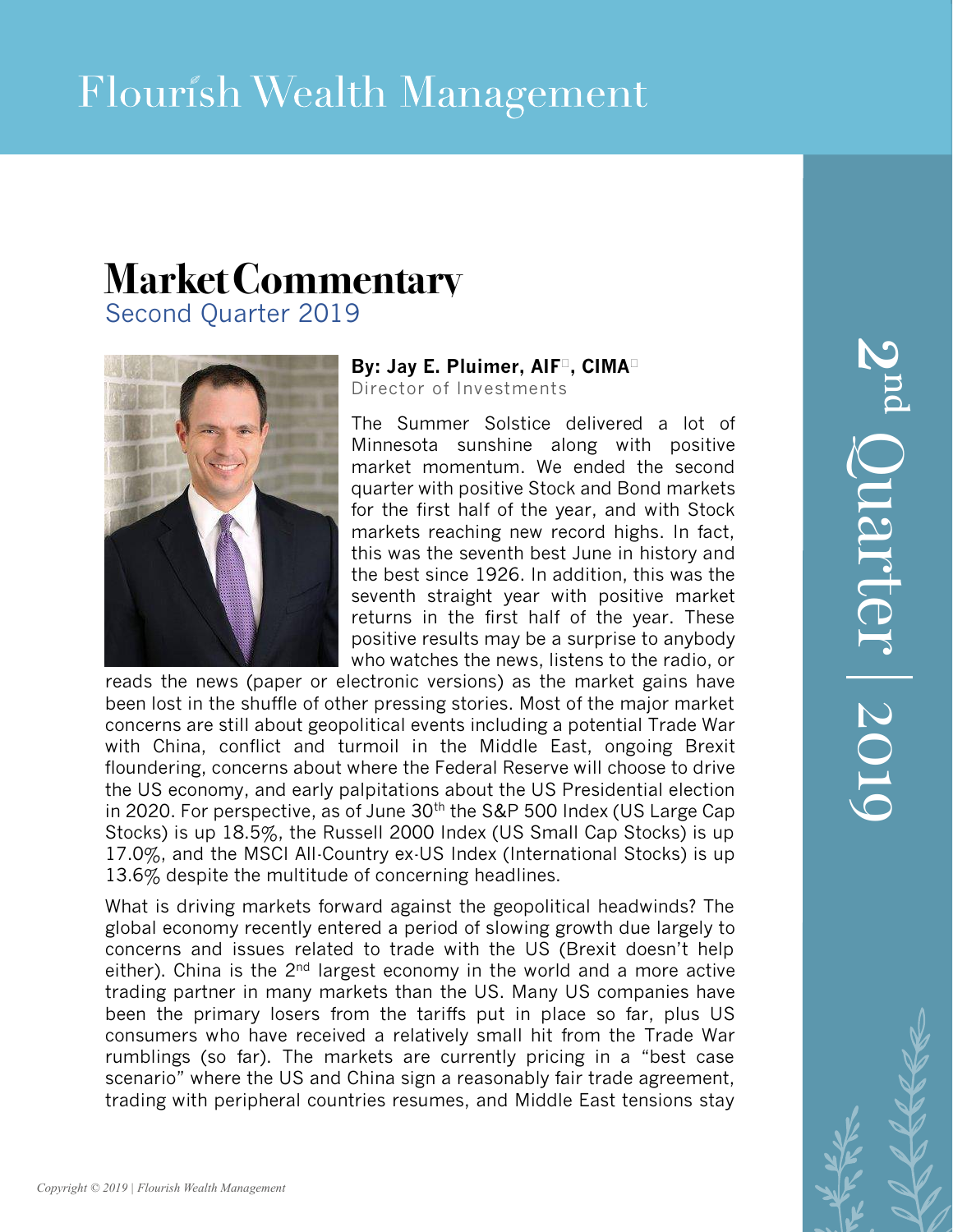# Flourish Wealth Management

# Market Commentary

## Second Quarter 2019

**By: Jay E. Pluimer, AIF, CIMA**
Director of Investments

The Summer Solstice delivered a lot of Minnesota sunshine along with positive market momentum. We ended the second quarter with positive Stock and Bond markets for the first half of the year, and with Stock markets reaching new record highs. In fact, this was the seventh best June in history and the best since 1926. In addition, this was the seventh straight year with positive market returns in the first half of the year. These positive results may be a surprise to anybody who watches the news, listens to the radio, or reads the news (paper or electronic versions) as the market gains have been lost in the shuffle of other pressing stories. Most of the major market concerns are still about geopolitical events including a potential Trade War with China, conflict and turmoil in the Middle East, ongoing Brexit floundering, concerns about where the Federal Reserve will choose to drive the US economy, and early palpitations about the US Presidential election in 2020. For perspective, as of June 30th the S&P 500 Index (US Large Cap Stocks) is up 18.5%, the Russell 2000 Index (US Small Cap Stocks) is up 17.0%, and the MSCI All-Country ex-US Index (International Stocks) is up 13.6% despite the multitude of concerning headlines.

What is driving markets forward against the geopolitical headwinds? The global economy recently entered a period of slowing growth due largely to concerns and issues related to trade with the US (Brexit doesn't help either). China is the 2nd largest economy in the world and a more active trading partner in many markets than the US. Many US companies have been the primary losers from the tariffs put in place so far, plus US consumers who have received a relatively small hit from the Trade War rumblings (so far). The markets are currently pricing in a "best case scenario" where the US and China sign a reasonably fair trade agreement, trading with peripheral countries resumes, and Middle East tensions stay

2nd Quarter | 2019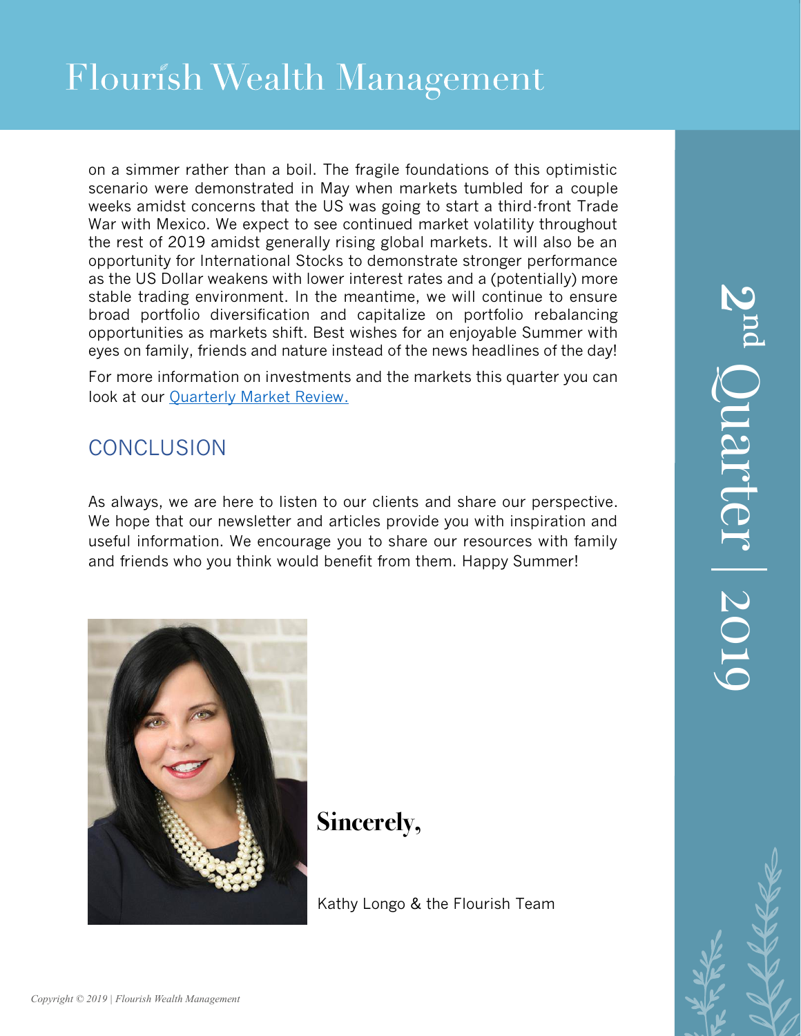on a simmer rather than a boil. The fragile foundations of this optimistic scenario were demonstrated in May when markets tumbled for a couple weeks amidst concerns that the US was going to start a third-front Trade War with Mexico. We expect to see continued market volatility throughout the rest of 2019 amidst generally rising global markets. It will also be an opportunity for International Stocks to demonstrate stronger performance as the US Dollar weakens with lower interest rates and a (potentially) more stable trading environment. In the meantime, we will continue to ensure broad portfolio diversification and capitalize on portfolio rebalancing opportunities as markets shift. Best wishes for an enjoyable Summer with eyes on family, friends and nature instead of the news headlines of the day!

For more information on investments and the markets this quarter you can look at our [Quarterly Market Review.]

## CONCLUSION

As always, we are here to listen to our clients and share our perspective. We hope that our newsletter and articles provide you with inspiration and useful information. We encourage you to share our resources with family and friends who you think would benefit from them. Happy Summer!

**Sincerely,**

Kathy Longo & the Flourish Team